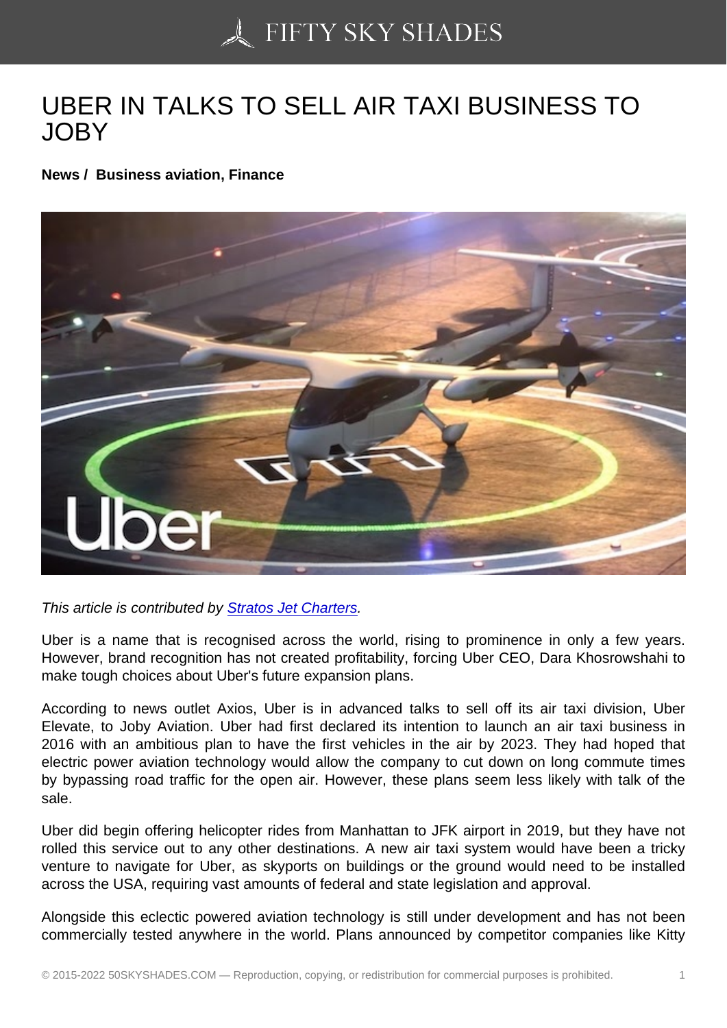# UBER IN TALKS TO SELL AIR TAXI BUSINESS TO JOBY

**News / Business aviation, Finance**

*This article is contributed by [Stratos Jet Charters](Stratos Jet Charters).*

Uber is a name that is recognised across the world, rising to prominence in only a few years. However, brand recognition has not created profitability, forcing Uber CEO, Dara Khosrowshahi to make tough choices about Uber's future expansion plans.

According to news outlet Axios, Uber is in advanced talks to sell off its air taxi division, Uber Elevate, to Joby Aviation. Uber had first declared its intention to launch an air taxi business in 2016 with an ambitious plan to have the first vehicles in the air by 2023. They had hoped that electric power aviation technology would allow the company to cut down on long commute times by bypassing road traffic for the open air. However, these plans seem less likely with talk of the sale.

Uber did begin offering helicopter rides from Manhattan to JFK airport in 2019, but they have not rolled this service out to any other destinations. A new air taxi system would have been a tricky venture to navigate for Uber, as skyports on buildings or the ground would need to be installed across the USA, requiring vast amounts of federal and state legislation and approval.

Alongside this eclectic powered aviation technology is still under development and has not been commercially tested anywhere in the world. Plans announced by competitor companies like Kitty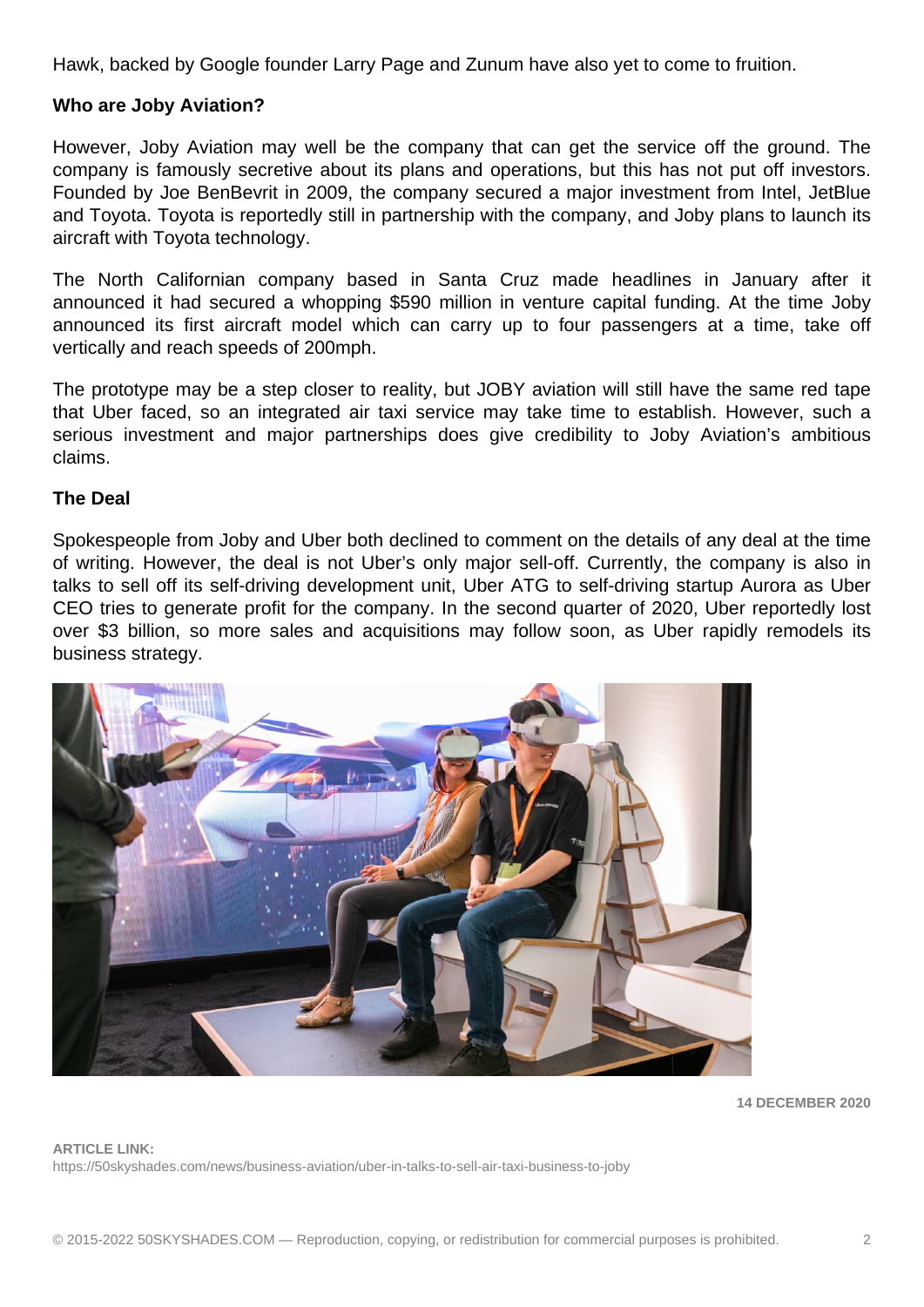Hawk, backed by Google founder Larry Page and Zunum have also yet to come to fruition.

**Who are Joby Aviation?**

However, Joby Aviation may well be the company that can get the service off the ground. The company is famously secretive about its plans and operations, but this has not put off investors. Founded by Joe BenBevrit in 2009, the company secured a major investment from Intel, JetBlue and Toyota. Toyota is reportedly still in partnership with the company, and Joby plans to launch its aircraft with Toyota technology.

The North Californian company based in Santa Cruz made headlines in January after it announced it had secured a whopping $590 million in venture capital funding. At the time Joby announced its first aircraft model which can carry up to four passengers at a time, take off vertically and reach speeds of 200mph.

The prototype may be a step closer to reality, but JOBY aviation will still have the same red tape that Uber faced, so an integrated air taxi service may take time to establish. However, such a serious investment and major partnerships does give credibility to Joby Aviation's ambitious claims.

**The Deal**

Spokespeople from Joby and Uber both declined to comment on the details of any deal at the time of writing. However, the deal is not Uber's only major sell-off. Currently, the company is also in talks to sell off its self-driving development unit, Uber ATG to self-driving startup Aurora as Uber CEO tries to generate profit for the company. In the second quarter of 2020, Uber reportedly lost over $3 billion, so more sales and acquisitions may follow soon, as Uber rapidly remodels its business strategy.

**14 DECEMBER 2020**

**ARTICLE LINK:**
https://50skyshades.com/news/business-aviation/uber-in-talks-to-sell-air-taxi-business-to-joby